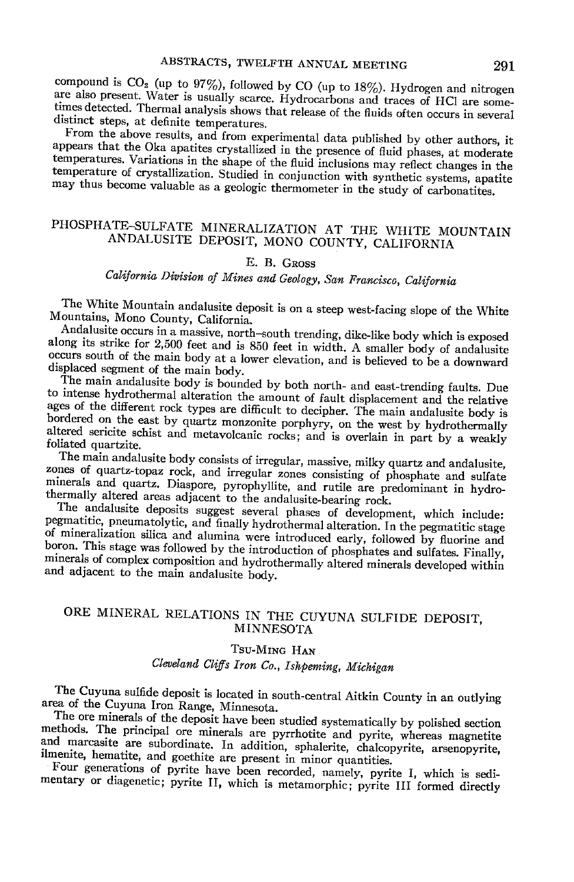compound is $CO_2$ (up to 97%), followed by CO (up to 18%). Hydrogen and nitrogen are also present. Water is usually scarce. Hydrocarbons and traces of HCl are sometimes detected. Thermal analysis shows that release of the fluids often occurs in several distinct steps, at definite temperatures.

From the above results, and from experimental data published by other authors, it appears that the Oka apatites crystallized in the presence of fluid phases, at moderate temperatures. Variations in the shape of the fluid inclusions may reflect changes in the temperature of crystallization. Studied in conjunction with synthetic systems, apatite may thus become valuable as a geologic thermometer in the study of carbonatites.

## PHOSPHATE–SULFATE MINERALIZATION AT THE WHITE MOUNTAIN ANDALUSITE DEPOSIT, MONO COUNTY, CALIFORNIA

E. B. Gross

*California Division of Mines and Geology, San Francisco, California*

The White Mountain andalusite deposit is on a steep west-facing slope of the White Mountains, Mono County, California.

Andalusite occurs in a massive, north–south trending, dike-like body which is exposed along its strike for 2,500 feet and is 850 feet in width. A smaller body of andalusite occurs south of the main body at a lower elevation, and is believed to be a downward displaced segment of the main body.

The main andalusite body is bounded by both north- and east-trending faults. Due to intense hydrothermal alteration the amount of fault displacement and the relative ages of the different rock types are difficult to decipher. The main andalusite body is bordered on the east by quartz monzonite porphyry, on the west by hydrothermally altered sericite schist and metavolcanic rocks; and is overlain in part by a weakly foliated quartzite.

The main andalusite body consists of irregular, massive, milky quartz and andalusite, zones of quartz-topaz rock, and irregular zones consisting of phosphate and sulfate minerals and quartz. Diaspore, pyrophyllite, and rutile are predominant in hydrothermally altered areas adjacent to the andalusite-bearing rock.

The andalusite deposits suggest several phases of development, which include: pegmatitic, pneumatolytic, and finally hydrothermal alteration. In the pegmatitic stage of mineralization silica and alumina were introduced early, followed by fluorine and boron. This stage was followed by the introduction of phosphates and sulfates. Finally, minerals of complex composition and hydrothermally altered minerals developed within and adjacent to the main andalusite body.

## ORE MINERAL RELATIONS IN THE CUYUNA SULFIDE DEPOSIT, MINNESOTA

Tsu-Ming Han

*Cleveland Cliffs Iron Co., Ishpeming, Michigan*

The Cuyuna sulfide deposit is located in south-central Aitkin County in an outlying area of the Cuyuna Iron Range, Minnesota.

The ore minerals of the deposit have been studied systematically by polished section methods. The principal ore minerals are pyrrhotite and pyrite, whereas magnetite and marcasite are subordinate. In addition, sphalerite, chalcopyrite, arsenopyrite, ilmenite, hematite, and goethite are present in minor quantities.

Four generations of pyrite have been recorded, namely, pyrite I, which is sedimentary or diagenetic; pyrite II, which is metamorphic; pyrite III formed directly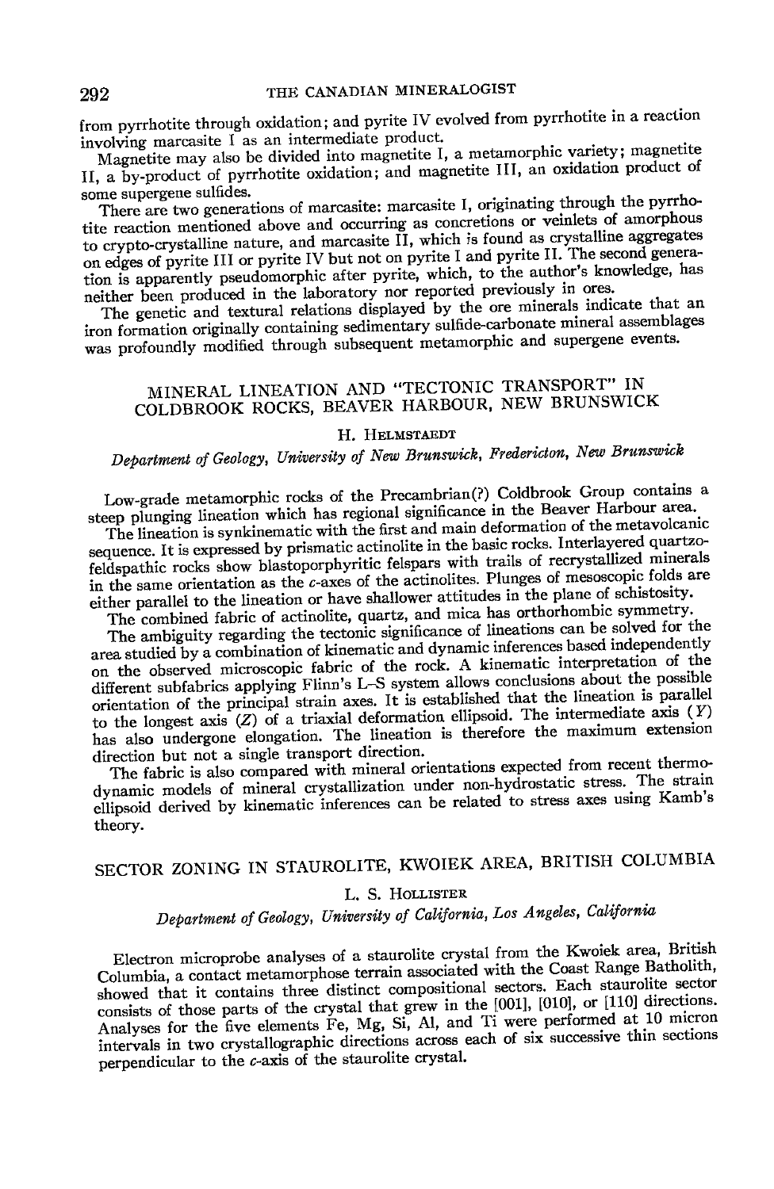from pyrrhotite through oxidation; and pyrite IV evolved from pyrrhotite in a reaction involving marcasite I as an intermediate product.

Magnetite may also be divided into magnetite I, a metamorphic variety; magnetite II, a by-product of pyrrhotite oxidation; and magnetite III, an oxidation product of some supergene sulfides.

There are two generations of marcasite: marcasite I, originating through the pyrrhotite reaction mentioned above and occurring as concretions or veinlets of amorphous to crypto-crystalline nature, and marcasite II, which is found as crystalline aggregates on edges of pyrite III or pyrite IV but not on pyrite I and pyrite II. The second generation is apparently pseudomorphic after pyrite, which, to the author's knowledge, has neither been produced in the laboratory nor reported previously in ores.

The genetic and textural relations displayed by the ore minerals indicate that an iron formation originally containing sedimentary sulfide-carbonate mineral assemblages was profoundly modified through subsequent metamorphic and supergene events.

## MINERAL LINEATION AND "TECTONIC TRANSPORT" IN COLDBROOK ROCKS, BEAVER HARBOUR, NEW BRUNSWICK

H. HELMSTAEDT

*Department of Geology, University of New Brunswick, Fredericton, New Brunswick*

Low-grade metamorphic rocks of the Precambrian(?) Coldbrook Group contains a steep plunging lineation which has regional significance in the Beaver Harbour area.

The lineation is synkinematic with the first and main deformation of the metavolcanic sequence. It is expressed by prismatic actinolite in the basic rocks. Interlayered quartzo-feldspathic rocks show blastoporphyritic felspars with trails of recrystallized minerals in the same orientation as the *c*-axes of the actinolites. Plunges of mesoscopic folds are either parallel to the lineation or have shallower attitudes in the plane of schistosity.

The combined fabric of actinolite, quartz, and mica has orthorhombic symmetry.

The ambiguity regarding the tectonic significance of lineations can be solved for the area studied by a combination of kinematic and dynamic inferences based independently on the observed microscopic fabric of the rock. A kinematic interpretation of the different subfabrics applying Flinn's L–S system allows conclusions about the possible orientation of the principal strain axes. It is established that the lineation is parallel to the longest axis ($Z$) of a triaxial deformation ellipsoid. The intermediate axis ($Y$) has also undergone elongation. The lineation is therefore the maximum extension direction but not a single transport direction.

The fabric is also compared with mineral orientations expected from recent thermodynamic models of mineral crystallization under non-hydrostatic stress. The strain ellipsoid derived by kinematic inferences can be related to stress axes using Kamb's theory.

## SECTOR ZONING IN STAUROLITE, KWOIEK AREA, BRITISH COLUMBIA

L. S. HOLLISTER

*Department of Geology, University of California, Los Angeles, California*

Electron microprobe analyses of a staurolite crystal from the Kwoiek area, British Columbia, a contact metamorphose terrain associated with the Coast Range Batholith, showed that it contains three distinct compositional sectors. Each staurolite sector consists of those parts of the crystal that grew in the [001], [010], or [110] directions. Analyses for the five elements Fe, Mg, Si, Al, and Ti were performed at 10 micron intervals in two crystallographic directions across each of six successive thin sections perpendicular to the *c*-axis of the staurolite crystal.